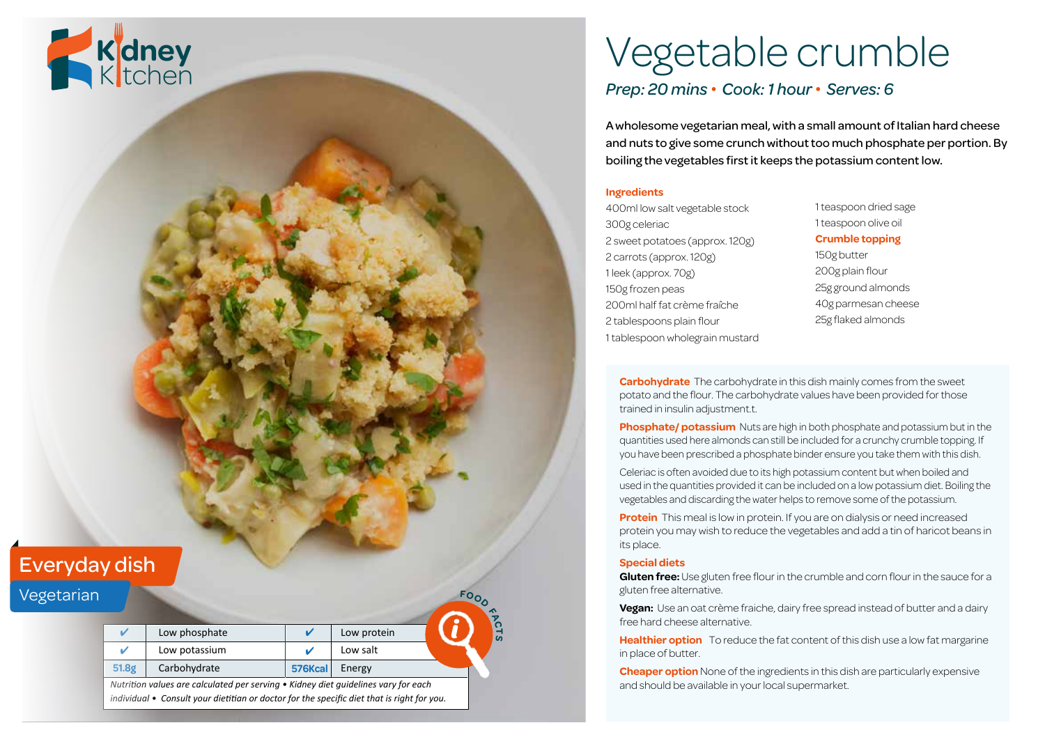# Vegetable crumble

*Prep: 20 mins • Cook: 1 hour • Serves: 6*

A wholesome vegetarian meal, with a small amount of Italian hard cheese and nuts to give some crunch without too much phosphate per portion. By boiling the vegetables first it keeps the potassium content low.

Everyday dish

Vegetarian

| ✔ | Low phosphate | ✔ | Low protein |
|---|---|---|---|
| ✔ | Low potassium | ✔ | Low salt |
| 51.8g | Carbohydrate | 576Kcal | Energy |

*Nutrition values are calculated per serving • Kidney diet guidelines vary for each individual • Consult your dietitian or doctor for the specific diet that is right for you.*

## Ingredients

- 400ml low salt vegetable stock
- 300g celeriac
- 2 sweet potatoes (approx. 120g)
- 2 carrots (approx. 120g)
- 1 leek (approx. 70g)
- 150g frozen peas
- 200ml half fat crème fraîche
- 2 tablespoons plain flour
- 1 tablespoon wholegrain mustard
- 1 teaspoon dried sage
- 1 teaspoon olive oil

### Crumble topping

- 150g butter
- 200g plain flour
- 25g ground almonds
- 40g parmesan cheese
- 25g flaked almonds

## Food facts

**Carbohydrate** The carbohydrate in this dish mainly comes from the sweet potato and the flour. The carbohydrate values have been provided for those trained in insulin adjustment.t.

**Phosphate/ potassium** Nuts are high in both phosphate and potassium but in the quantities used here almonds can still be included for a crunchy crumble topping. If you have been prescribed a phosphate binder ensure you take them with this dish.

Celeriac is often avoided due to its high potassium content but when boiled and used in the quantities provided it can be included on a low potassium diet. Boiling the vegetables and discarding the water helps to remove some of the potassium.

**Protein** This meal is low in protein. If you are on dialysis or need increased protein you may wish to reduce the vegetables and add a tin of haricot beans in its place.

**Special diets**

**Gluten free:** Use gluten free flour in the crumble and corn flour in the sauce for a gluten free alternative.

**Vegan:** Use an oat crème fraiche, dairy free spread instead of butter and a dairy free hard cheese alternative.

**Healthier option** To reduce the fat content of this dish use a low fat margarine in place of butter.

**Cheaper option** None of the ingredients in this dish are particularly expensive and should be available in your local supermarket.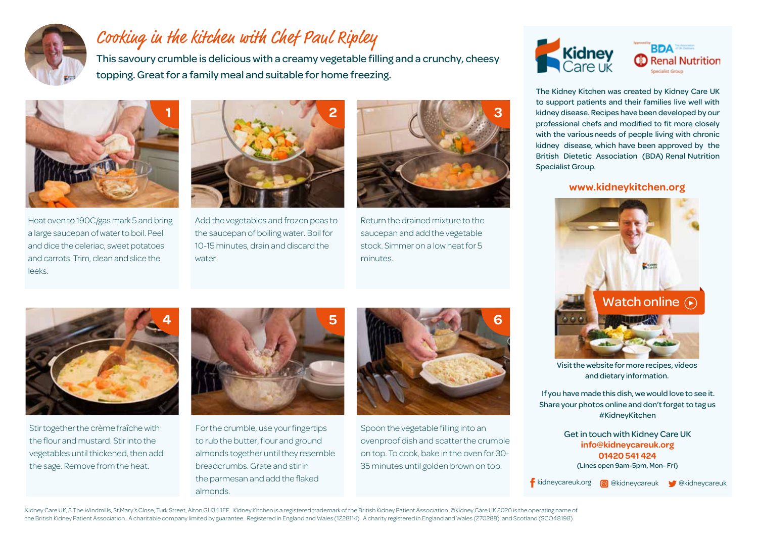# Cooking in the kitchen with Chef Paul Ripley

This savoury crumble is delicious with a creamy vegetable filling and a crunchy, cheesy topping. Great for a family meal and suitable for home freezing.

**1**

Heat oven to 190C/gas mark 5 and bring a large saucepan of water to boil. Peel and dice the celeriac, sweet potatoes and carrots. Trim, clean and slice the leeks.

**2**

Add the vegetables and frozen peas to the saucepan of boiling water. Boil for 10-15 minutes, drain and discard the water.

**3**

Return the drained mixture to the saucepan and add the vegetable stock. Simmer on a low heat for 5 minutes.

**4**

Stir together the crème fraîche with the flour and mustard. Stir into the vegetables until thickened, then add the sage. Remove from the heat.

**5**

For the crumble, use your fingertips to rub the butter, flour and ground almonds together until they resemble breadcrumbs. Grate and stir in the parmesan and add the flaked almonds.

**6**

Spoon the vegetable filling into an ovenproof dish and scatter the crumble on top. To cook, bake in the oven for 30-35 minutes until golden brown on top.

Kidney Care UK

Approved by BDA The Association of UK Dietitians Renal Nutrition Specialist Group

The Kidney Kitchen was created by Kidney Care UK to support patients and their families live well with kidney disease. Recipes have been developed by our professional chefs and modified to fit more closely with the various needs of people living with chronic kidney disease, which have been approved by the British Dietetic Association (BDA) Renal Nutrition Specialist Group.

**www.kidneykitchen.org**

Watch online

Visit the website for more recipes, videos and dietary information.

If you have made this dish, we would love to see it. Share your photos online and don't forget to tag us #KidneyKitchen

Get in touch with Kidney Care UK
**info@kidneycareuk.org**
**01420 541 424**
(Lines open 9am-5pm, Mon- Fri)

kidneycareuk.org @kidneycareuk @kidneycareuk

Kidney Care UK, 3 The Windmills, St Mary's Close, Turk Street, Alton GU34 1EF. Kidney Kitchen is a registered trademark of the British Kidney Patient Association. ©Kidney Care UK 2020 is the operating name of the British Kidney Patient Association. A charitable company limited by guarantee. Registered in England and Wales (1228114). A charity registered in England and Wales (270288), and Scotland (SCO48198).